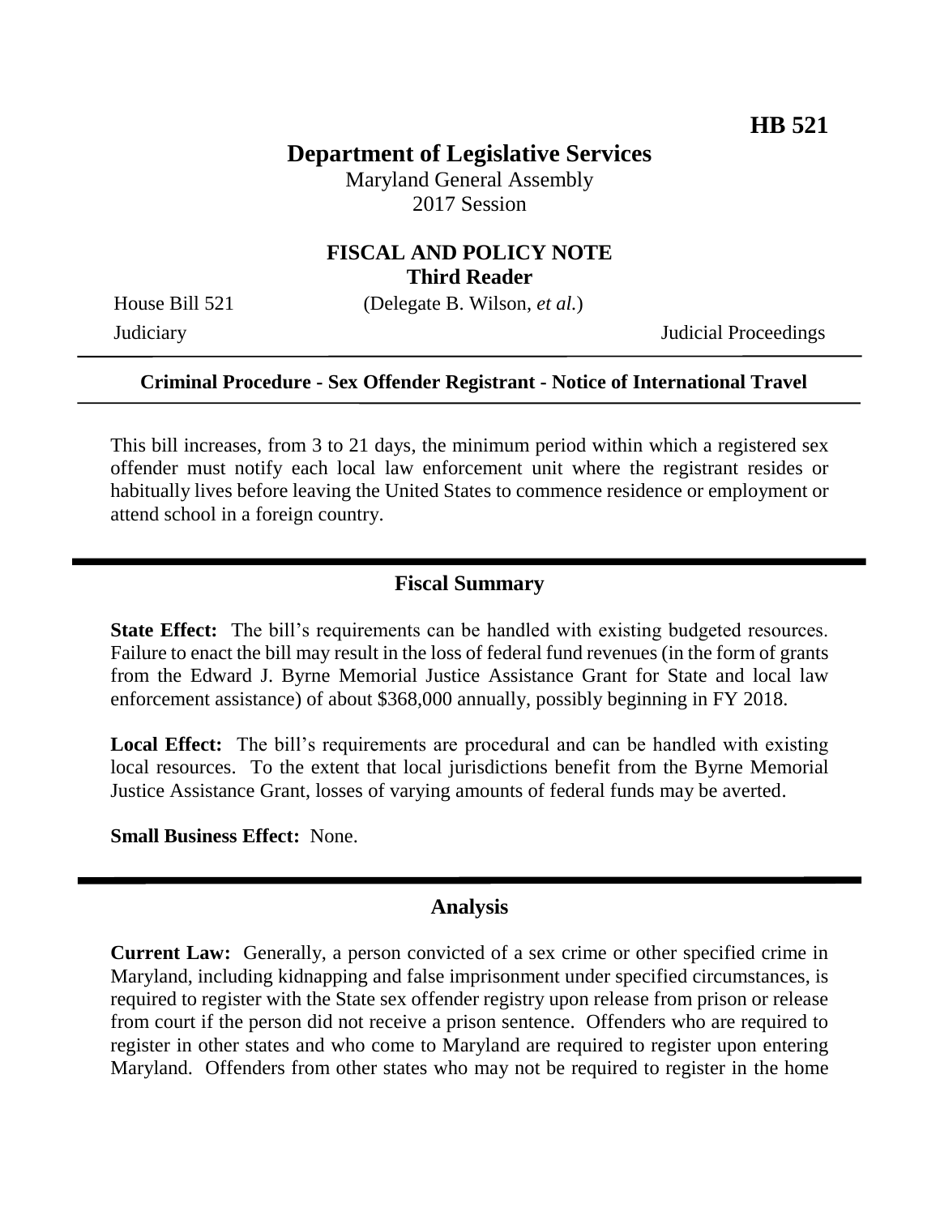**HB 521**

# Department of Legislative Services

Maryland General Assembly
2017 Session

## FISCAL AND POLICY NOTE
**Third Reader**

House Bill 521 (Delegate B. Wilson, *et al.*)

Judiciary Judicial Proceedings

---

**Criminal Procedure - Sex Offender Registrant - Notice of International Travel**

---

This bill increases, from 3 to 21 days, the minimum period within which a registered sex offender must notify each local law enforcement unit where the registrant resides or habitually lives before leaving the United States to commence residence or employment or attend school in a foreign country.

## Fiscal Summary

**State Effect:** The bill's requirements can be handled with existing budgeted resources. Failure to enact the bill may result in the loss of federal fund revenues (in the form of grants from the Edward J. Byrne Memorial Justice Assistance Grant for State and local law enforcement assistance) of about $368,000 annually, possibly beginning in FY 2018.

**Local Effect:** The bill's requirements are procedural and can be handled with existing local resources. To the extent that local jurisdictions benefit from the Byrne Memorial Justice Assistance Grant, losses of varying amounts of federal funds may be averted.

**Small Business Effect:** None.

## Analysis

**Current Law:** Generally, a person convicted of a sex crime or other specified crime in Maryland, including kidnapping and false imprisonment under specified circumstances, is required to register with the State sex offender registry upon release from prison or release from court if the person did not receive a prison sentence. Offenders who are required to register in other states and who come to Maryland are required to register upon entering Maryland. Offenders from other states who may not be required to register in the home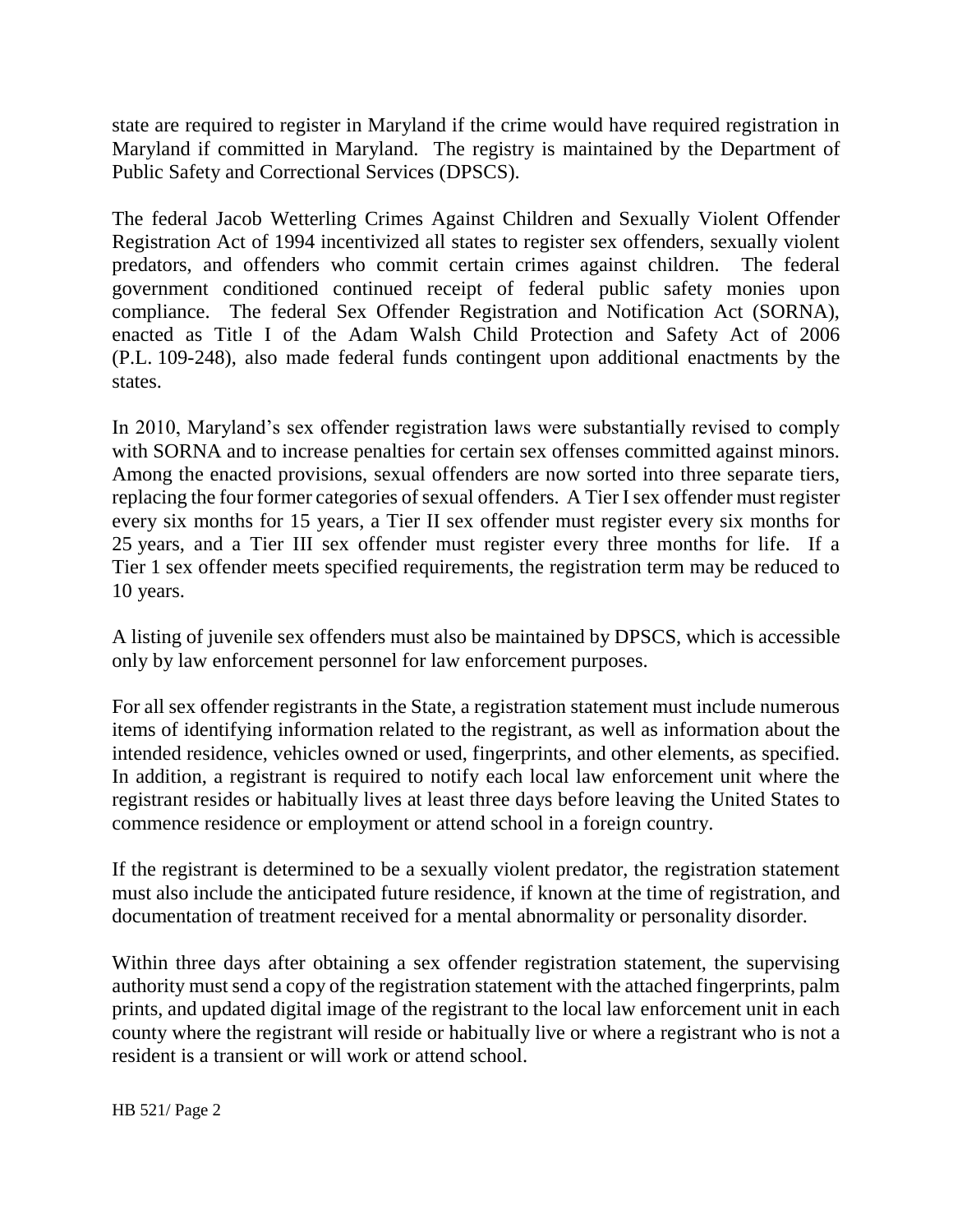state are required to register in Maryland if the crime would have required registration in Maryland if committed in Maryland. The registry is maintained by the Department of Public Safety and Correctional Services (DPSCS).

The federal Jacob Wetterling Crimes Against Children and Sexually Violent Offender Registration Act of 1994 incentivized all states to register sex offenders, sexually violent predators, and offenders who commit certain crimes against children. The federal government conditioned continued receipt of federal public safety monies upon compliance. The federal Sex Offender Registration and Notification Act (SORNA), enacted as Title I of the Adam Walsh Child Protection and Safety Act of 2006 (P.L. 109-248), also made federal funds contingent upon additional enactments by the states.

In 2010, Maryland's sex offender registration laws were substantially revised to comply with SORNA and to increase penalties for certain sex offenses committed against minors. Among the enacted provisions, sexual offenders are now sorted into three separate tiers, replacing the four former categories of sexual offenders. A Tier I sex offender must register every six months for 15 years, a Tier II sex offender must register every six months for 25 years, and a Tier III sex offender must register every three months for life. If a Tier 1 sex offender meets specified requirements, the registration term may be reduced to 10 years.

A listing of juvenile sex offenders must also be maintained by DPSCS, which is accessible only by law enforcement personnel for law enforcement purposes.

For all sex offender registrants in the State, a registration statement must include numerous items of identifying information related to the registrant, as well as information about the intended residence, vehicles owned or used, fingerprints, and other elements, as specified. In addition, a registrant is required to notify each local law enforcement unit where the registrant resides or habitually lives at least three days before leaving the United States to commence residence or employment or attend school in a foreign country.

If the registrant is determined to be a sexually violent predator, the registration statement must also include the anticipated future residence, if known at the time of registration, and documentation of treatment received for a mental abnormality or personality disorder.

Within three days after obtaining a sex offender registration statement, the supervising authority must send a copy of the registration statement with the attached fingerprints, palm prints, and updated digital image of the registrant to the local law enforcement unit in each county where the registrant will reside or habitually live or where a registrant who is not a resident is a transient or will work or attend school.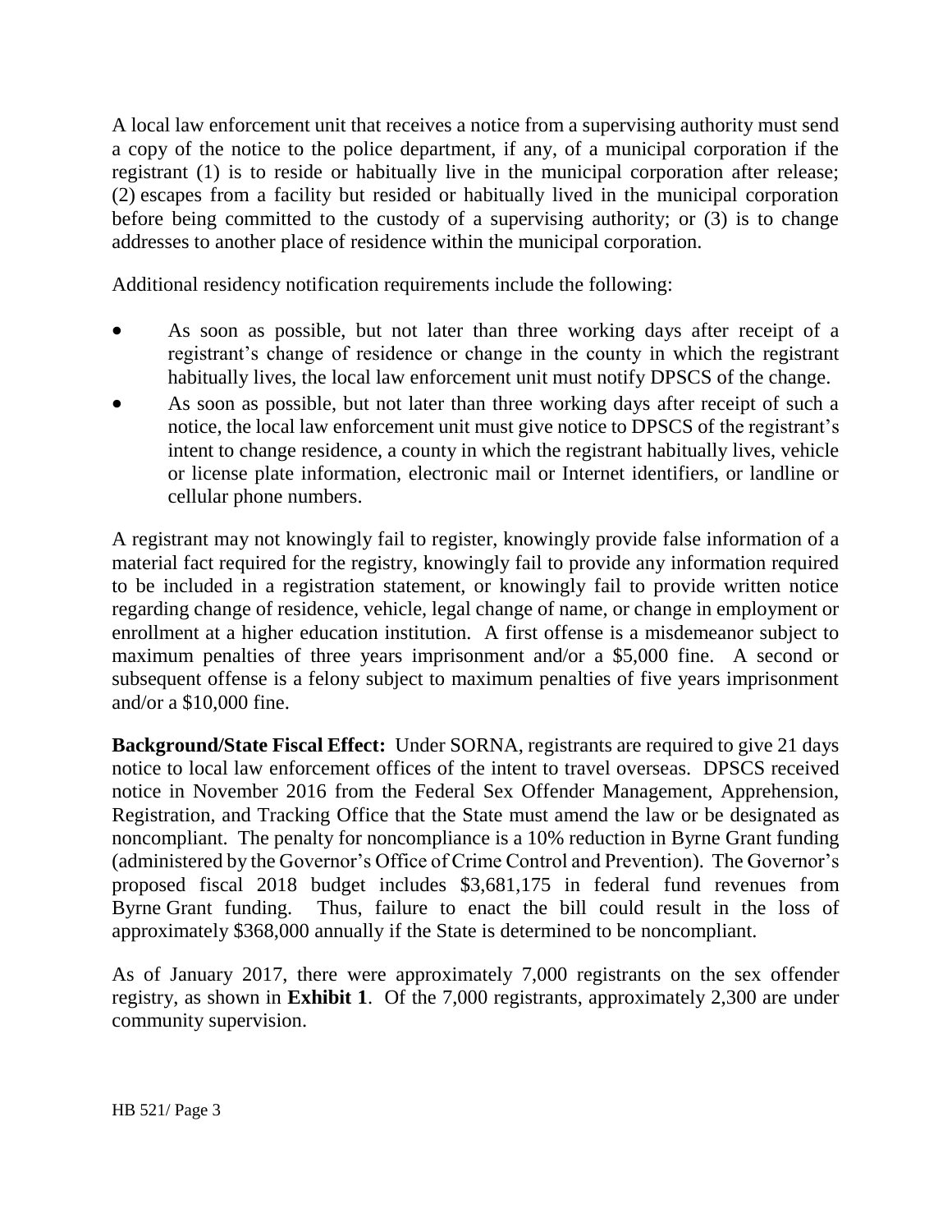A local law enforcement unit that receives a notice from a supervising authority must send a copy of the notice to the police department, if any, of a municipal corporation if the registrant (1) is to reside or habitually live in the municipal corporation after release; (2) escapes from a facility but resided or habitually lived in the municipal corporation before being committed to the custody of a supervising authority; or (3) is to change addresses to another place of residence within the municipal corporation.

Additional residency notification requirements include the following:

- As soon as possible, but not later than three working days after receipt of a registrant's change of residence or change in the county in which the registrant habitually lives, the local law enforcement unit must notify DPSCS of the change.
- As soon as possible, but not later than three working days after receipt of such a notice, the local law enforcement unit must give notice to DPSCS of the registrant's intent to change residence, a county in which the registrant habitually lives, vehicle or license plate information, electronic mail or Internet identifiers, or landline or cellular phone numbers.

A registrant may not knowingly fail to register, knowingly provide false information of a material fact required for the registry, knowingly fail to provide any information required to be included in a registration statement, or knowingly fail to provide written notice regarding change of residence, vehicle, legal change of name, or change in employment or enrollment at a higher education institution. A first offense is a misdemeanor subject to maximum penalties of three years imprisonment and/or a $5,000 fine. A second or subsequent offense is a felony subject to maximum penalties of five years imprisonment and/or a $10,000 fine.

**Background/State Fiscal Effect:** Under SORNA, registrants are required to give 21 days notice to local law enforcement offices of the intent to travel overseas. DPSCS received notice in November 2016 from the Federal Sex Offender Management, Apprehension, Registration, and Tracking Office that the State must amend the law or be designated as noncompliant. The penalty for noncompliance is a 10% reduction in Byrne Grant funding (administered by the Governor's Office of Crime Control and Prevention). The Governor's proposed fiscal 2018 budget includes $3,681,175 in federal fund revenues from Byrne Grant funding. Thus, failure to enact the bill could result in the loss of approximately $368,000 annually if the State is determined to be noncompliant.

As of January 2017, there were approximately 7,000 registrants on the sex offender registry, as shown in **Exhibit 1**. Of the 7,000 registrants, approximately 2,300 are under community supervision.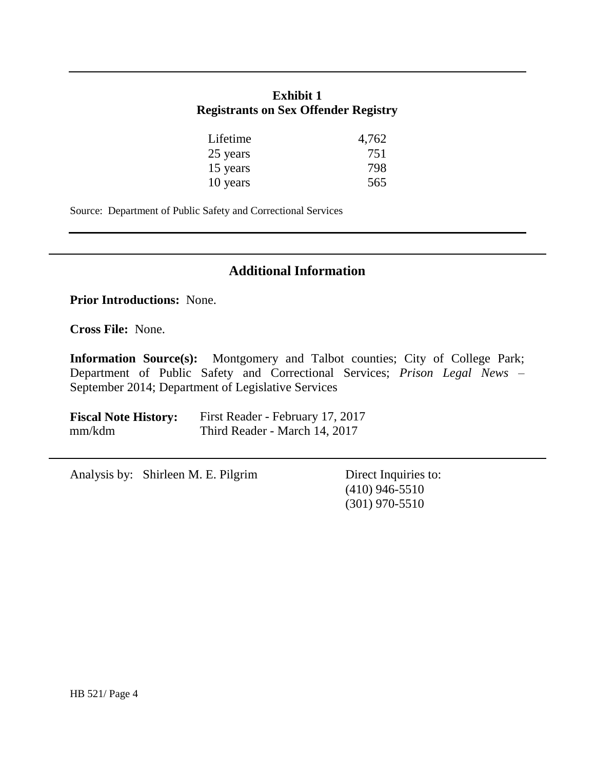**Exhibit 1**
**Registrants on Sex Offender Registry**

| | |
|---|---|
| Lifetime | 4,762 |
| 25 years | 751 |
| 15 years | 798 |
| 10 years | 565 |

Source: Department of Public Safety and Correctional Services

## Additional Information

**Prior Introductions:** None.

**Cross File:** None.

**Information Source(s):** Montgomery and Talbot counties; City of College Park; Department of Public Safety and Correctional Services; *Prison Legal News* – September 2014; Department of Legislative Services

**Fiscal Note History:** First Reader - February 17, 2017
mm/kdm Third Reader - March 14, 2017

Analysis by: Shirleen M. E. Pilgrim

Direct Inquiries to:
(410) 946-5510
(301) 970-5510